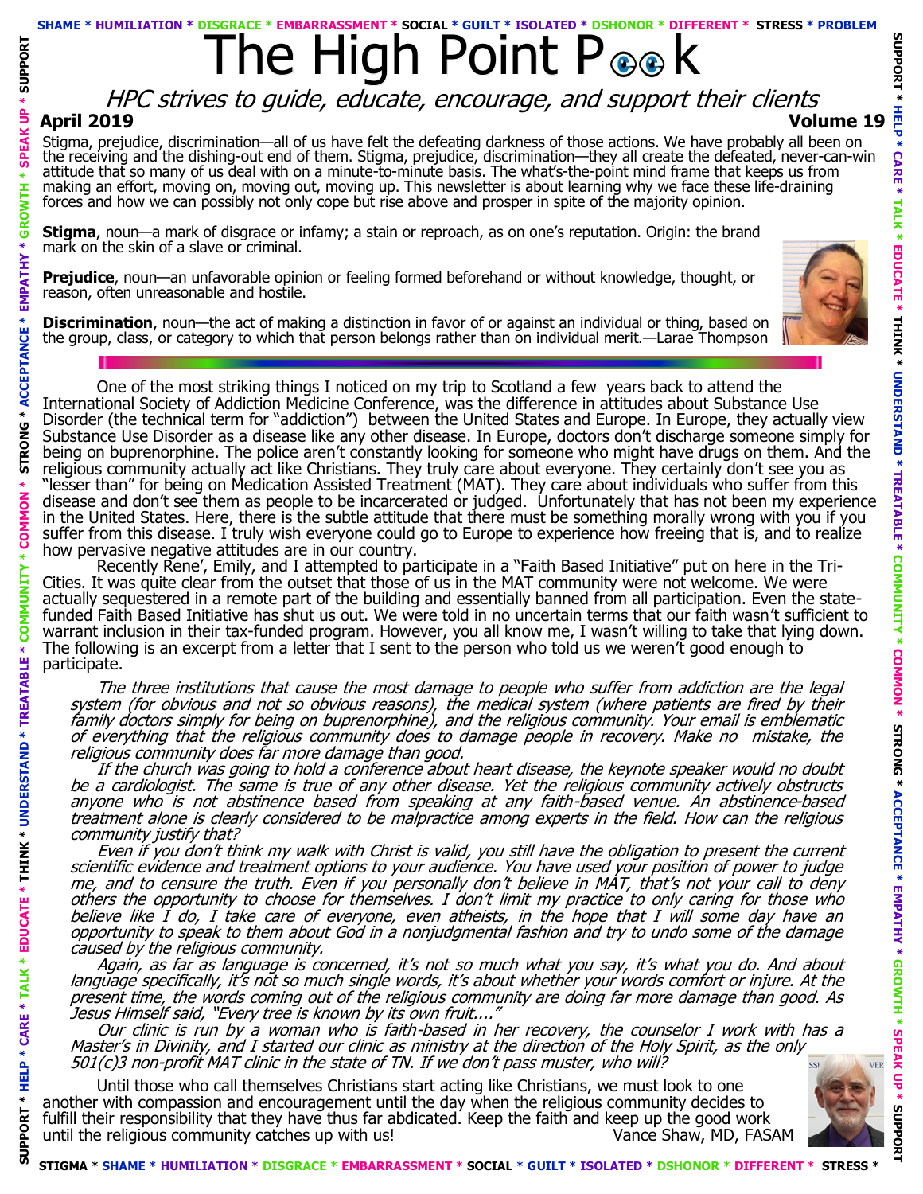SHAME * HUMILIATION * DISGRACE * EMBARRASSMENT * SOCIAL * GUILT * ISOLATED * DSHONOR * DIFFERENT * STRESS * PROBLEM

# The High Point Peek

*HPC strives to guide, educate, encourage, and support their clients*

**April 2019** **Volume 19**

Stigma, prejudice, discrimination—all of us have felt the defeating darkness of those actions. We have probably all been on the receiving and the dishing-out end of them. Stigma, prejudice, discrimination—they all create the defeated, never-can-win attitude that so many of us deal with on a minute-to-minute basis. The what's-the-point mind frame that keeps us from making an effort, moving on, moving out, moving up. This newsletter is about learning why we face these life-draining forces and how we can possibly not only cope but rise above and prosper in spite of the majority opinion.

**Stigma**, noun—a mark of disgrace or infamy; a stain or reproach, as on one's reputation. Origin: the brand mark on the skin of a slave or criminal.

**Prejudice**, noun—an unfavorable opinion or feeling formed beforehand or without knowledge, thought, or reason, often unreasonable and hostile.

**Discrimination**, noun—the act of making a distinction in favor of or against an individual or thing, based on the group, class, or category to which that person belongs rather than on individual merit.—Larae Thompson

One of the most striking things I noticed on my trip to Scotland a few years back to attend the International Society of Addiction Medicine Conference, was the difference in attitudes about Substance Use Disorder (the technical term for "addiction") between the United States and Europe. In Europe, they actually view Substance Use Disorder as a disease like any other disease. In Europe, doctors don't discharge someone simply for being on buprenorphine. The police aren't constantly looking for someone who might have drugs on them. And the religious community actually act like Christians. They truly care about everyone. They certainly don't see you as "lesser than" for being on Medication Assisted Treatment (MAT). They care about individuals who suffer from this disease and don't see them as people to be incarcerated or judged. Unfortunately that has not been my experience in the United States. Here, there is the subtle attitude that there must be something morally wrong with you if you suffer from this disease. I truly wish everyone could go to Europe to experience how freeing that is, and to realize how pervasive negative attitudes are in our country.

Recently Rene', Emily, and I attempted to participate in a "Faith Based Initiative" put on here in the Tri-Cities. It was quite clear from the outset that those of us in the MAT community were not welcome. We were actually sequestered in a remote part of the building and essentially banned from all participation. Even the state-funded Faith Based Initiative has shut us out. We were told in no uncertain terms that our faith wasn't sufficient to warrant inclusion in their tax-funded program. However, you all know me, I wasn't willing to take that lying down. The following is an excerpt from a letter that I sent to the person who told us we weren't good enough to participate.

*The three institutions that cause the most damage to people who suffer from addiction are the legal system (for obvious and not so obvious reasons), the medical system (where patients are fired by their family doctors simply for being on buprenorphine), and the religious community. Your email is emblematic of everything that the religious community does to damage people in recovery. Make no mistake, the religious community does far more damage than good.*

*If the church was going to hold a conference about heart disease, the keynote speaker would no doubt be a cardiologist. The same is true of any other disease. Yet the religious community actively obstructs anyone who is not abstinence based from speaking at any faith-based venue. An abstinence-based treatment alone is clearly considered to be malpractice among experts in the field. How can the religious community justify that?*

*Even if you don't think my walk with Christ is valid, you still have the obligation to present the current scientific evidence and treatment options to your audience. You have used your position of power to judge me, and to censure the truth. Even if you personally don't believe in MAT, that's not your call to deny others the opportunity to choose for themselves. I don't limit my practice to only caring for those who believe like I do, I take care of everyone, even atheists, in the hope that I will some day have an opportunity to speak to them about God in a nonjudgmental fashion and try to undo some of the damage caused by the religious community.*

*Again, as far as language is concerned, it's not so much what you say, it's what you do. And about language specifically, it's not so much single words, it's about whether your words comfort or injure. At the present time, the words coming out of the religious community are doing far more damage than good. As Jesus Himself said, "Every tree is known by its own fruit...."*

*Our clinic is run by a woman who is faith-based in her recovery, the counselor I work with has a Master's in Divinity, and I started our clinic as ministry at the direction of the Holy Spirit, as the only 501(c)3 non-profit MAT clinic in the state of TN. If we don't pass muster, who will?*

Until those who call themselves Christians start acting like Christians, we must look to one another with compassion and encouragement until the day when the religious community decides to fulfill their responsibility that they have thus far abdicated. Keep the faith and keep up the good work until the religious community catches up with us! Vance Shaw, MD, FASAM

STIGMA * SHAME * HUMILIATION * DISGRACE * EMBARRASSMENT * SOCIAL * GUILT * ISOLATED * DSHONOR * DIFFERENT * STRESS *

SUPPORT * HELP * CARE * TALK * EDUCATE * THINK * UNDERSTAND * TREATABLE * COMMUNITY * COMMON * STRONG * ACCEPTANCE * EMPATHY * GROWTH * SPEAK UP * SUPPORT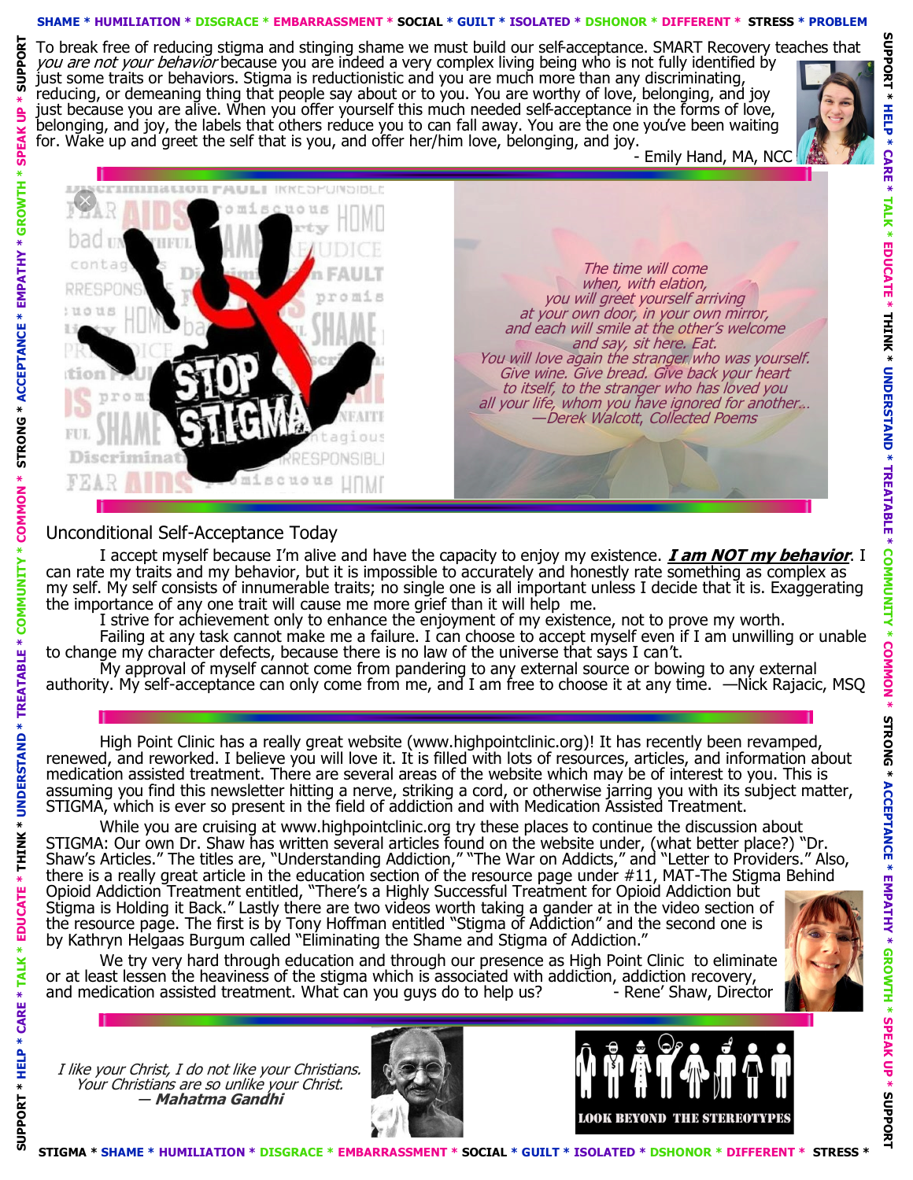To break free of reducing stigma and stinging shame we must build our self-acceptance. SMART Recovery teaches that *you are not your behavior* because you are indeed a very complex living being who is not fully identified by just some traits or behaviors. Stigma is reductionistic and you are much more than any discriminating, reducing, or demeaning thing that people say about or to you. You are worthy of love, belonging, and joy just because you are alive. When you offer yourself this much needed self-acceptance in the forms of love, belonging, and joy, the labels that others reduce you to can fall away. You are the one you've been waiting for. Wake up and greet the self that is you, and offer her/him love, belonging, and joy.

- Emily Hand, MA, NCC

*The time will come*
*when, with elation,*
*you will greet yourself arriving*
*at your own door, in your own mirror,*
*and each will smile at the other's welcome*
*and say, sit here. Eat.*
*You will love again the stranger who was yourself.*
*Give wine. Give bread. Give back your heart*
*to itself, to the stranger who has loved you*
*all your life, whom you have ignored for another...*
*—Derek Walcott, Collected Poems*

## Unconditional Self-Acceptance Today

I accept myself because I'm alive and have the capacity to enjoy my existence. ***I am NOT my behavior***. I can rate my traits and my behavior, but it is impossible to accurately and honestly rate something as complex as my self. My self consists of innumerable traits; no single one is all important unless I decide that it is. Exaggerating the importance of any one trait will cause me more grief than it will help me.

I strive for achievement only to enhance the enjoyment of my existence, not to prove my worth.

Failing at any task cannot make me a failure. I can choose to accept myself even if I am unwilling or unable to change my character defects, because there is no law of the universe that says I can't.

My approval of myself cannot come from pandering to any external source or bowing to any external authority. My self-acceptance can only come from me, and I am free to choose it at any time. —Nick Rajacic, MSQ

High Point Clinic has a really great website (www.highpointclinic.org)! It has recently been revamped, renewed, and reworked. I believe you will love it. It is filled with lots of resources, articles, and information about medication assisted treatment. There are several areas of the website which may be of interest to you. This is assuming you find this newsletter hitting a nerve, striking a cord, or otherwise jarring you with its subject matter, STIGMA, which is ever so present in the field of addiction and with Medication Assisted Treatment.

While you are cruising at www.highpointclinic.org try these places to continue the discussion about STIGMA: Our own Dr. Shaw has written several articles found on the website under, (what better place?) "Dr. Shaw's Articles." The titles are, "Understanding Addiction," "The War on Addicts," and "Letter to Providers." Also, there is a really great article in the education section of the resource page under #11, MAT-The Stigma Behind Opioid Addiction Treatment entitled, "There's a Highly Successful Treatment for Opioid Addiction but Stigma is Holding it Back." Lastly there are two videos worth taking a gander at in the video section of the resource page. The first is by Tony Hoffman entitled "Stigma of Addiction" and the second one is by Kathryn Helgaas Burgum called "Eliminating the Shame and Stigma of Addiction."

We try very hard through education and through our presence as High Point Clinic to eliminate or at least lessen the heaviness of the stigma which is associated with addiction, addiction recovery, and medication assisted treatment. What can you guys do to help us? - Rene' Shaw, Director

*I like your Christ, I do not like your Christians.*
*Your Christians are so unlike your Christ.*
*— **Mahatma Gandhi***